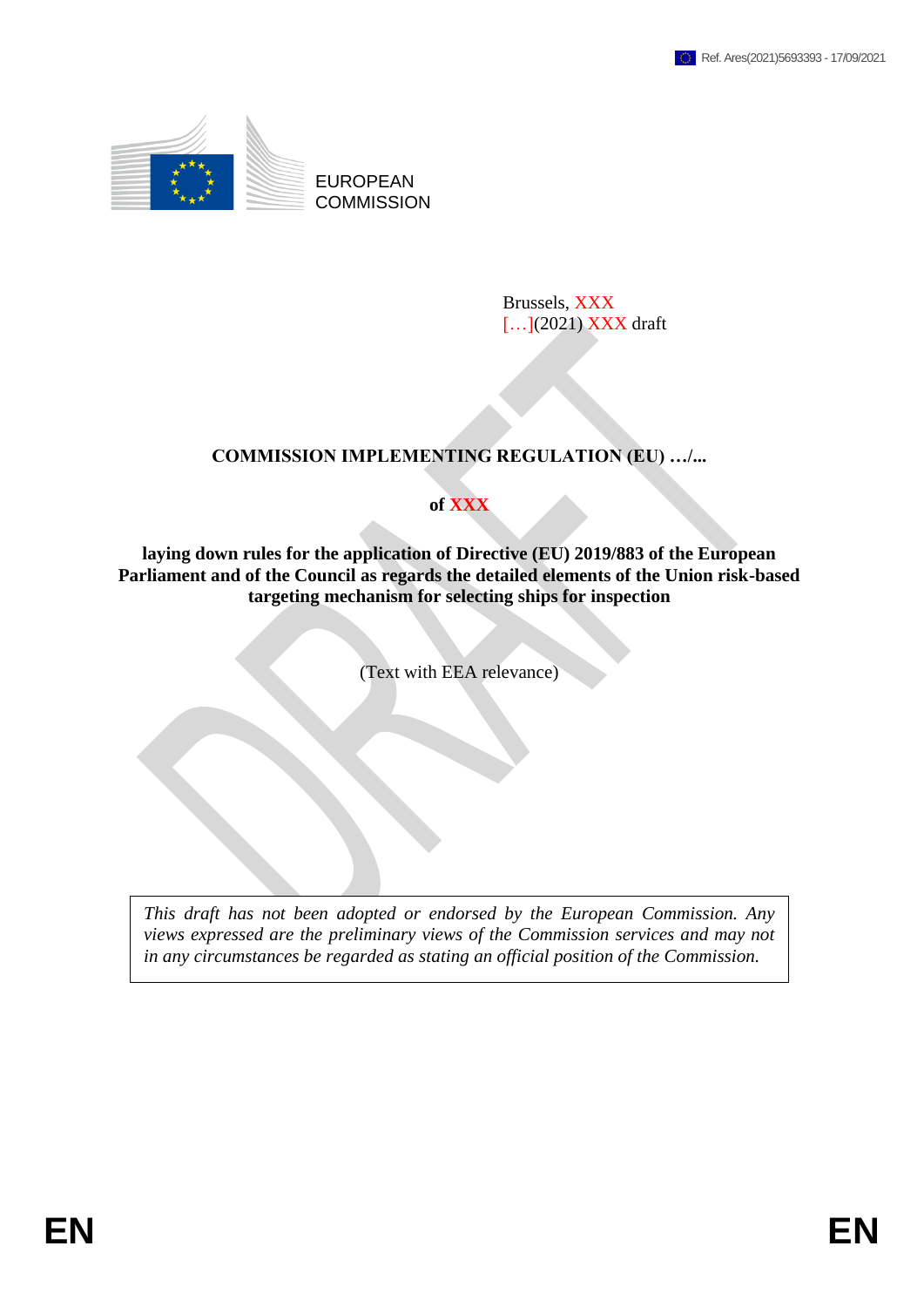Ref. Ares(2021)5693393 - 17/09/2021

EUROPEAN COMMISSION

Brussels, XXX
[…](2021) XXX draft

# COMMISSION IMPLEMENTING REGULATION (EU) …/...

**of XXX**

**laying down rules for the application of Directive (EU) 2019/883 of the European Parliament and of the Council as regards the detailed elements of the Union risk-based targeting mechanism for selecting ships for inspection**

(Text with EEA relevance)

*This draft has not been adopted or endorsed by the European Commission. Any views expressed are the preliminary views of the Commission services and may not in any circumstances be regarded as stating an official position of the Commission.*

EN EN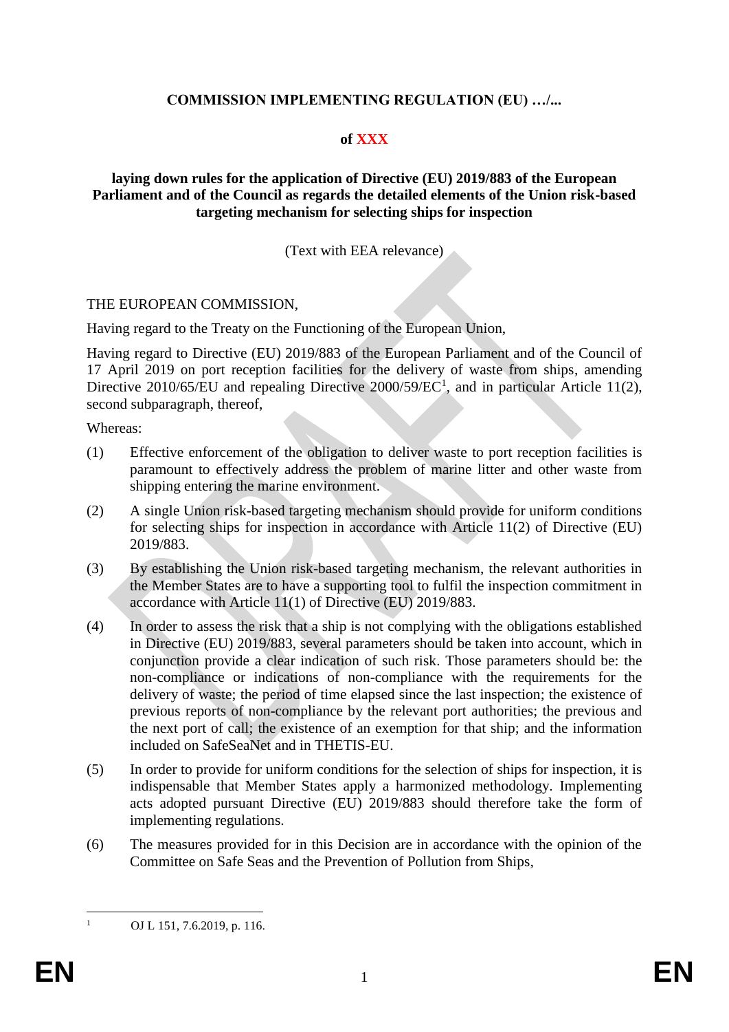**COMMISSION IMPLEMENTING REGULATION (EU) …/...**

**of XXX**

**laying down rules for the application of Directive (EU) 2019/883 of the European Parliament and of the Council as regards the detailed elements of the Union risk-based targeting mechanism for selecting ships for inspection**

(Text with EEA relevance)

THE EUROPEAN COMMISSION,

Having regard to the Treaty on the Functioning of the European Union,

Having regard to Directive (EU) 2019/883 of the European Parliament and of the Council of 17 April 2019 on port reception facilities for the delivery of waste from ships, amending Directive 2010/65/EU and repealing Directive 2000/59/EC[1], and in particular Article 11(2), second subparagraph, thereof,

Whereas:

(1) Effective enforcement of the obligation to deliver waste to port reception facilities is paramount to effectively address the problem of marine litter and other waste from shipping entering the marine environment.

(2) A single Union risk-based targeting mechanism should provide for uniform conditions for selecting ships for inspection in accordance with Article 11(2) of Directive (EU) 2019/883.

(3) By establishing the Union risk-based targeting mechanism, the relevant authorities in the Member States are to have a supporting tool to fulfil the inspection commitment in accordance with Article 11(1) of Directive (EU) 2019/883.

(4) In order to assess the risk that a ship is not complying with the obligations established in Directive (EU) 2019/883, several parameters should be taken into account, which in conjunction provide a clear indication of such risk. Those parameters should be: the non-compliance or indications of non-compliance with the requirements for the delivery of waste; the period of time elapsed since the last inspection; the existence of previous reports of non-compliance by the relevant port authorities; the previous and the next port of call; the existence of an exemption for that ship; and the information included on SafeSeaNet and in THETIS-EU.

(5) In order to provide for uniform conditions for the selection of ships for inspection, it is indispensable that Member States apply a harmonized methodology. Implementing acts adopted pursuant Directive (EU) 2019/883 should therefore take the form of implementing regulations.

(6) The measures provided for in this Decision are in accordance with the opinion of the Committee on Safe Seas and the Prevention of Pollution from Ships,

[1] OJ L 151, 7.6.2019, p. 116.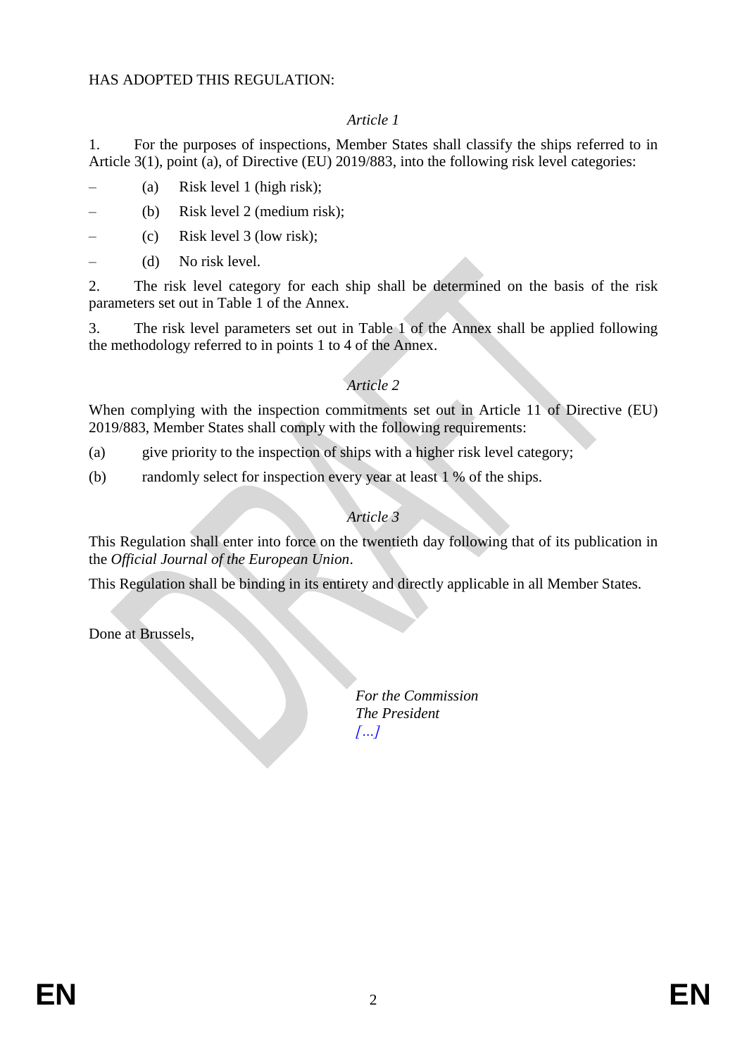HAS ADOPTED THIS REGULATION:

*Article 1*

1. For the purposes of inspections, Member States shall classify the ships referred to in Article 3(1), point (a), of Directive (EU) 2019/883, into the following risk level categories:

– (a) Risk level 1 (high risk);

– (b) Risk level 2 (medium risk);

– (c) Risk level 3 (low risk);

– (d) No risk level.

2. The risk level category for each ship shall be determined on the basis of the risk parameters set out in Table 1 of the Annex.

3. The risk level parameters set out in Table 1 of the Annex shall be applied following the methodology referred to in points 1 to 4 of the Annex.

*Article 2*

When complying with the inspection commitments set out in Article 11 of Directive (EU) 2019/883, Member States shall comply with the following requirements:

(a) give priority to the inspection of ships with a higher risk level category;

(b) randomly select for inspection every year at least 1 % of the ships.

*Article 3*

This Regulation shall enter into force on the twentieth day following that of its publication in the *Official Journal of the European Union*.

This Regulation shall be binding in its entirety and directly applicable in all Member States.

Done at Brussels,

*For the Commission*
*The President*
*[…]*